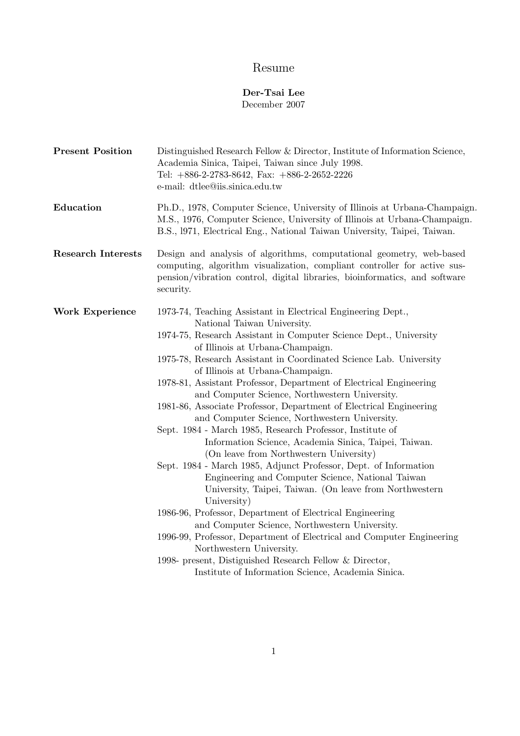# Resume

**Der-Tsai Lee**

December 2007

**Present Position**

Distinguished Research Fellow & Director, Institute of Information Science, Academia Sinica, Taipei, Taiwan since July 1998.
Tel: +886-2-2783-8642, Fax: +886-2-2652-2226
e-mail: dtlee@iis.sinica.edu.tw

**Education**

Ph.D., 1978, Computer Science, University of Illinois at Urbana-Champaign.
M.S., 1976, Computer Science, University of Illinois at Urbana-Champaign.
B.S., l971, Electrical Eng., National Taiwan University, Taipei, Taiwan.

**Research Interests**

Design and analysis of algorithms, computational geometry, web-based computing, algorithm visualization, compliant controller for active suspension/vibration control, digital libraries, bioinformatics, and software security.

**Work Experience**

- 1973-74, Teaching Assistant in Electrical Engineering Dept., National Taiwan University.
- 1974-75, Research Assistant in Computer Science Dept., University of Illinois at Urbana-Champaign.
- 1975-78, Research Assistant in Coordinated Science Lab. University of Illinois at Urbana-Champaign.
- 1978-81, Assistant Professor, Department of Electrical Engineering and Computer Science, Northwestern University.
- 1981-86, Associate Professor, Department of Electrical Engineering and Computer Science, Northwestern University.
- Sept. 1984 - March 1985, Research Professor, Institute of Information Science, Academia Sinica, Taipei, Taiwan. (On leave from Northwestern University)
- Sept. 1984 - March 1985, Adjunct Professor, Dept. of Information Engineering and Computer Science, National Taiwan University, Taipei, Taiwan. (On leave from Northwestern University)
- 1986-96, Professor, Department of Electrical Engineering and Computer Science, Northwestern University.
- 1996-99, Professor, Department of Electrical and Computer Engineering Northwestern University.
- 1998- present, Distiguished Research Fellow & Director, Institute of Information Science, Academia Sinica.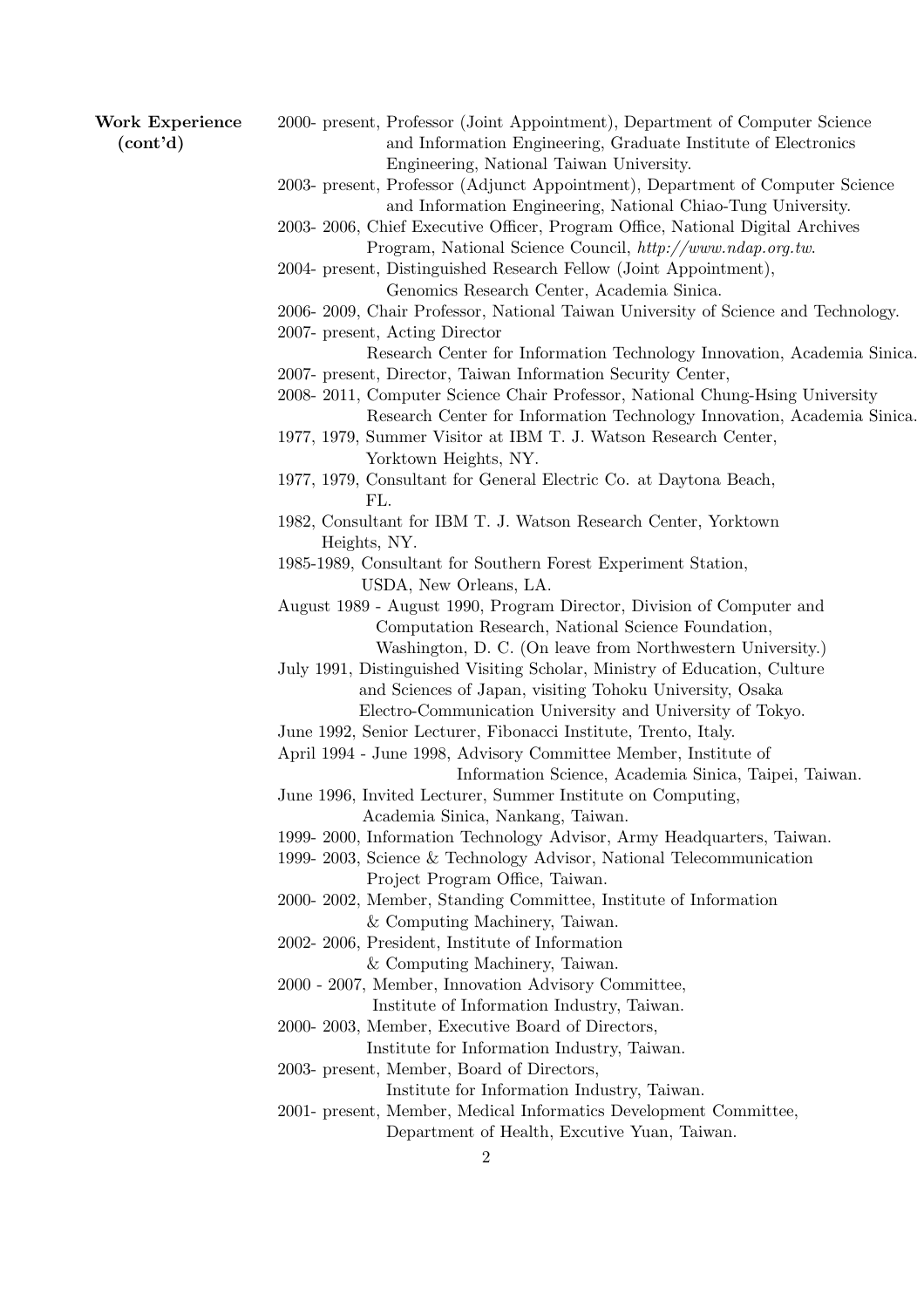**Work Experience (cont'd)**

- 2000- present, Professor (Joint Appointment), Department of Computer Science and Information Engineering, Graduate Institute of Electronics Engineering, National Taiwan University.
- 2003- present, Professor (Adjunct Appointment), Department of Computer Science and Information Engineering, National Chiao-Tung University.
- 2003- 2006, Chief Executive Officer, Program Office, National Digital Archives Program, National Science Council, *http://www.ndap.org.tw.*
- 2004- present, Distinguished Research Fellow (Joint Appointment), Genomics Research Center, Academia Sinica.
- 2006- 2009, Chair Professor, National Taiwan University of Science and Technology.
- 2007- present, Acting Director Research Center for Information Technology Innovation, Academia Sinica.
- 2007- present, Director, Taiwan Information Security Center,
- 2008- 2011, Computer Science Chair Professor, National Chung-Hsing University Research Center for Information Technology Innovation, Academia Sinica.
- 1977, 1979, Summer Visitor at IBM T. J. Watson Research Center, Yorktown Heights, NY.
- 1977, 1979, Consultant for General Electric Co. at Daytona Beach, FL.
- 1982, Consultant for IBM T. J. Watson Research Center, Yorktown Heights, NY.
- 1985-1989, Consultant for Southern Forest Experiment Station, USDA, New Orleans, LA.
- August 1989 - August 1990, Program Director, Division of Computer and Computation Research, National Science Foundation, Washington, D. C. (On leave from Northwestern University.)
- July 1991, Distinguished Visiting Scholar, Ministry of Education, Culture and Sciences of Japan, visiting Tohoku University, Osaka Electro-Communication University and University of Tokyo.
- June 1992, Senior Lecturer, Fibonacci Institute, Trento, Italy.
- April 1994 - June 1998, Advisory Committee Member, Institute of Information Science, Academia Sinica, Taipei, Taiwan.
- June 1996, Invited Lecturer, Summer Institute on Computing, Academia Sinica, Nankang, Taiwan.
- 1999- 2000, Information Technology Advisor, Army Headquarters, Taiwan.
- 1999- 2003, Science & Technology Advisor, National Telecommunication Project Program Office, Taiwan.
- 2000- 2002, Member, Standing Committee, Institute of Information & Computing Machinery, Taiwan.
- 2002- 2006, President, Institute of Information & Computing Machinery, Taiwan.
- 2000 - 2007, Member, Innovation Advisory Committee, Institute of Information Industry, Taiwan.
- 2000- 2003, Member, Executive Board of Directors, Institute for Information Industry, Taiwan.
- 2003- present, Member, Board of Directors, Institute for Information Industry, Taiwan.
- 2001- present, Member, Medical Informatics Development Committee, Department of Health, Excutive Yuan, Taiwan.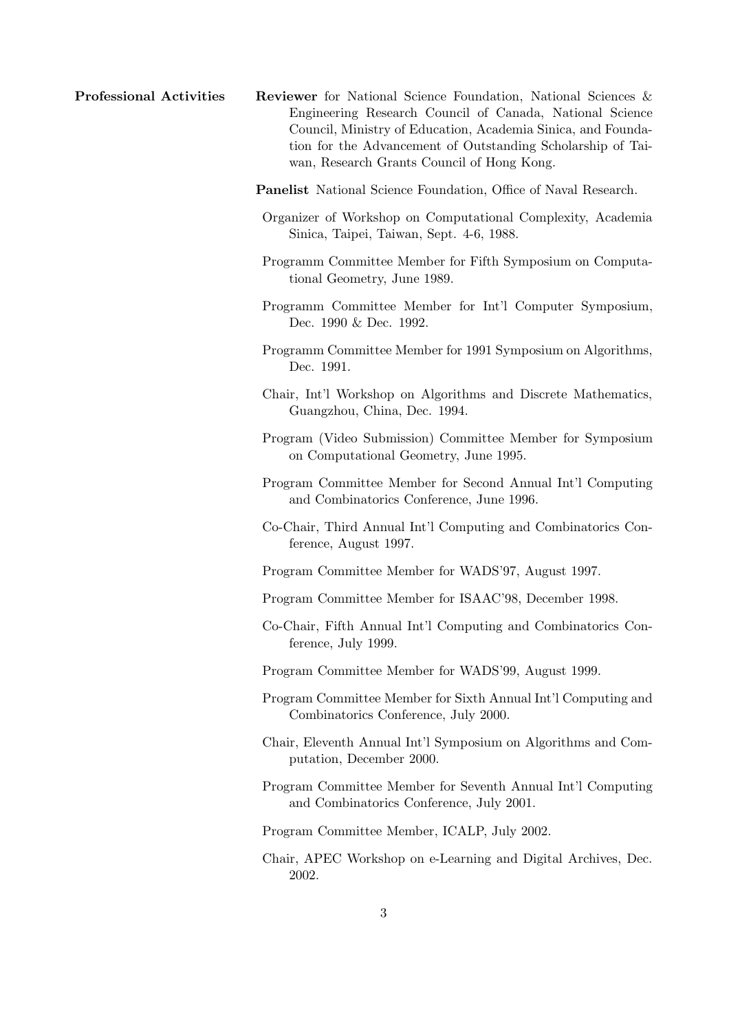**Professional Activities**

**Reviewer** for National Science Foundation, National Sciences & Engineering Research Council of Canada, National Science Council, Ministry of Education, Academia Sinica, and Foundation for the Advancement of Outstanding Scholarship of Taiwan, Research Grants Council of Hong Kong.

**Panelist** National Science Foundation, Office of Naval Research.

Organizer of Workshop on Computational Complexity, Academia Sinica, Taipei, Taiwan, Sept. 4-6, 1988.

Programm Committee Member for Fifth Symposium on Computational Geometry, June 1989.

Programm Committee Member for Int'l Computer Symposium, Dec. 1990 & Dec. 1992.

Programm Committee Member for 1991 Symposium on Algorithms, Dec. 1991.

Chair, Int'l Workshop on Algorithms and Discrete Mathematics, Guangzhou, China, Dec. 1994.

Program (Video Submission) Committee Member for Symposium on Computational Geometry, June 1995.

Program Committee Member for Second Annual Int'l Computing and Combinatorics Conference, June 1996.

Co-Chair, Third Annual Int'l Computing and Combinatorics Conference, August 1997.

Program Committee Member for WADS'97, August 1997.

Program Committee Member for ISAAC'98, December 1998.

Co-Chair, Fifth Annual Int'l Computing and Combinatorics Conference, July 1999.

Program Committee Member for WADS'99, August 1999.

Program Committee Member for Sixth Annual Int'l Computing and Combinatorics Conference, July 2000.

Chair, Eleventh Annual Int'l Symposium on Algorithms and Computation, December 2000.

Program Committee Member for Seventh Annual Int'l Computing and Combinatorics Conference, July 2001.

Program Committee Member, ICALP, July 2002.

Chair, APEC Workshop on e-Learning and Digital Archives, Dec. 2002.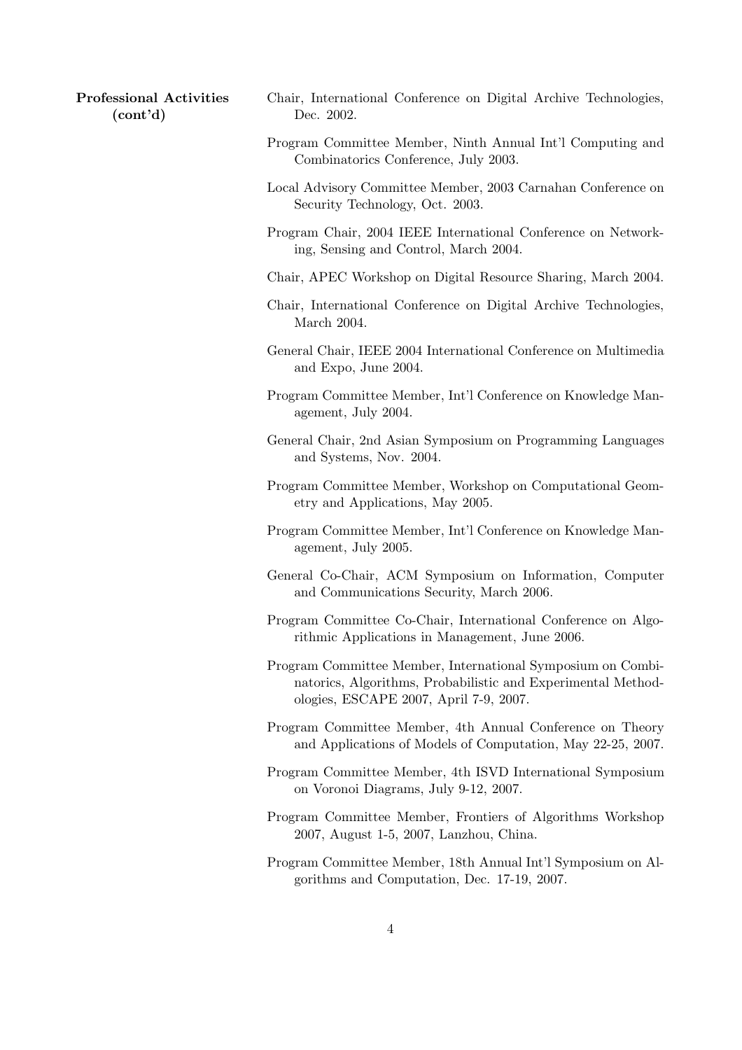**Professional Activities (cont'd)**

Chair, International Conference on Digital Archive Technologies, Dec. 2002.

Program Committee Member, Ninth Annual Int'l Computing and Combinatorics Conference, July 2003.

Local Advisory Committee Member, 2003 Carnahan Conference on Security Technology, Oct. 2003.

Program Chair, 2004 IEEE International Conference on Networking, Sensing and Control, March 2004.

Chair, APEC Workshop on Digital Resource Sharing, March 2004.

Chair, International Conference on Digital Archive Technologies, March 2004.

General Chair, IEEE 2004 International Conference on Multimedia and Expo, June 2004.

Program Committee Member, Int'l Conference on Knowledge Management, July 2004.

General Chair, 2nd Asian Symposium on Programming Languages and Systems, Nov. 2004.

Program Committee Member, Workshop on Computational Geometry and Applications, May 2005.

Program Committee Member, Int'l Conference on Knowledge Management, July 2005.

General Co-Chair, ACM Symposium on Information, Computer and Communications Security, March 2006.

Program Committee Co-Chair, International Conference on Algorithmic Applications in Management, June 2006.

Program Committee Member, International Symposium on Combinatorics, Algorithms, Probabilistic and Experimental Methodologies, ESCAPE 2007, April 7-9, 2007.

Program Committee Member, 4th Annual Conference on Theory and Applications of Models of Computation, May 22-25, 2007.

Program Committee Member, 4th ISVD International Symposium on Voronoi Diagrams, July 9-12, 2007.

Program Committee Member, Frontiers of Algorithms Workshop 2007, August 1-5, 2007, Lanzhou, China.

Program Committee Member, 18th Annual Int'l Symposium on Algorithms and Computation, Dec. 17-19, 2007.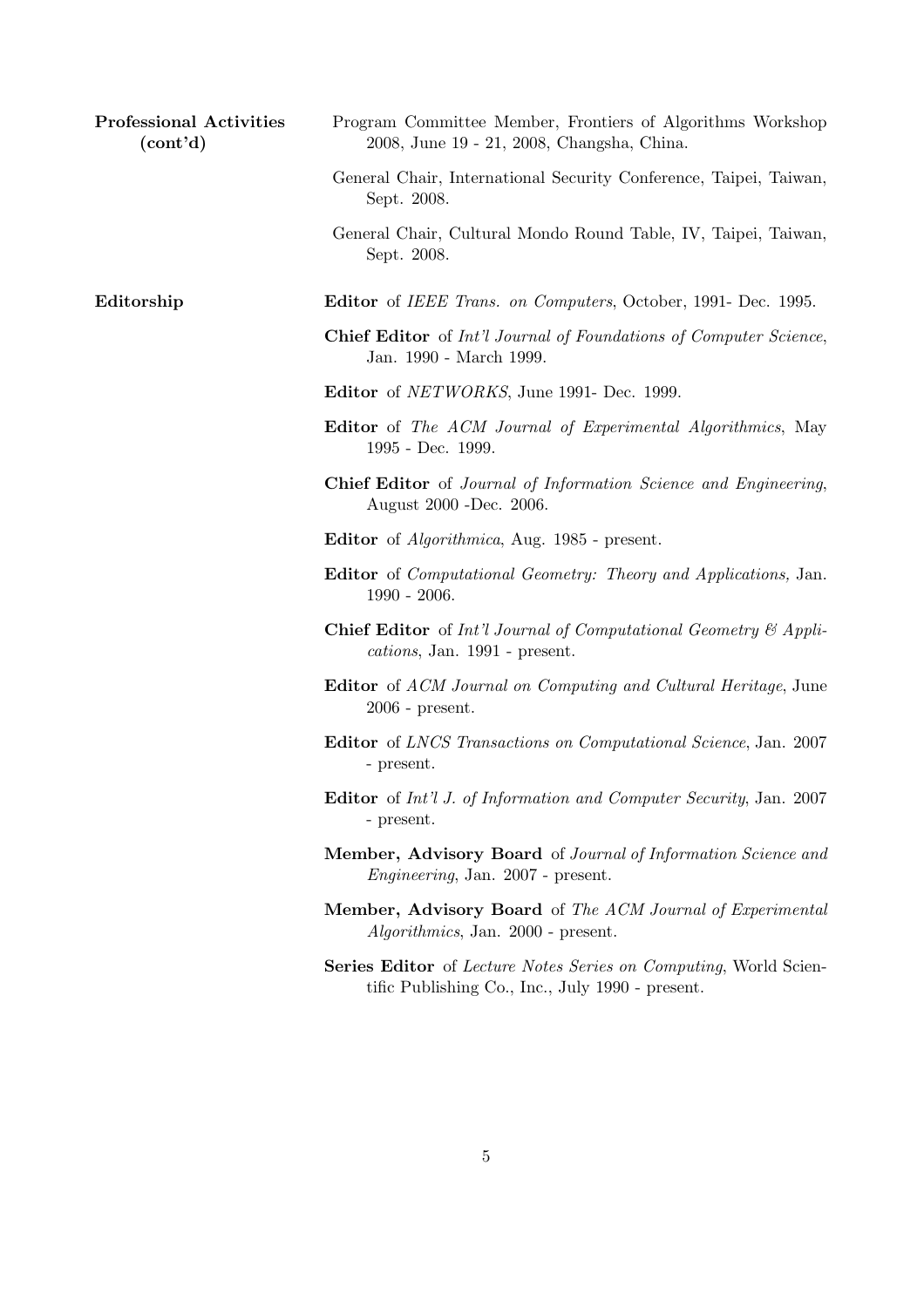**Professional Activities (cont'd)**

Program Committee Member, Frontiers of Algorithms Workshop 2008, June 19 - 21, 2008, Changsha, China.

General Chair, International Security Conference, Taipei, Taiwan, Sept. 2008.

General Chair, Cultural Mondo Round Table, IV, Taipei, Taiwan, Sept. 2008.

**Editorship**

**Editor** of *IEEE Trans. on Computers*, October, 1991- Dec. 1995.

**Chief Editor** of *Int'l Journal of Foundations of Computer Science*, Jan. 1990 - March 1999.

**Editor** of *NETWORKS*, June 1991- Dec. 1999.

**Editor** of *The ACM Journal of Experimental Algorithmics*, May 1995 - Dec. 1999.

**Chief Editor** of *Journal of Information Science and Engineering*, August 2000 -Dec. 2006.

**Editor** of *Algorithmica*, Aug. 1985 - present.

**Editor** of *Computational Geometry: Theory and Applications,* Jan. 1990 - 2006.

**Chief Editor** of *Int'l Journal of Computational Geometry & Applications*, Jan. 1991 - present.

**Editor** of *ACM Journal on Computing and Cultural Heritage*, June 2006 - present.

**Editor** of *LNCS Transactions on Computational Science*, Jan. 2007 - present.

**Editor** of *Int'l J. of Information and Computer Security*, Jan. 2007 - present.

**Member, Advisory Board** of *Journal of Information Science and Engineering*, Jan. 2007 - present.

**Member, Advisory Board** of *The ACM Journal of Experimental Algorithmics*, Jan. 2000 - present.

**Series Editor** of *Lecture Notes Series on Computing*, World Scientific Publishing Co., Inc., July 1990 - present.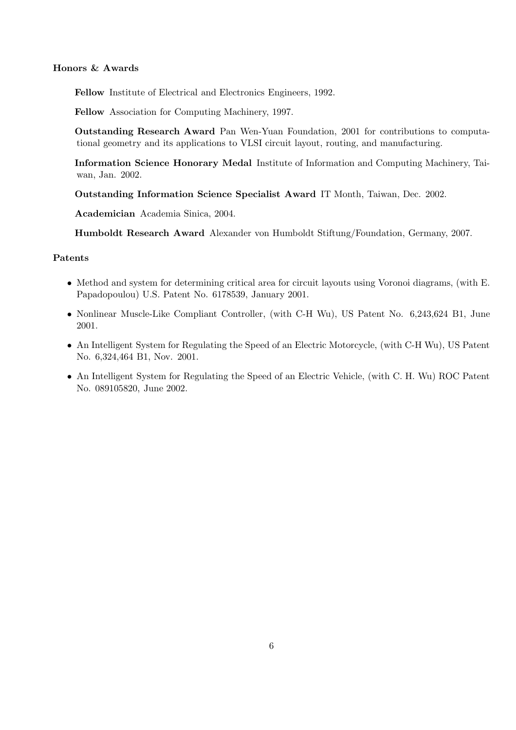### Honors & Awards

**Fellow** Institute of Electrical and Electronics Engineers, 1992.

**Fellow** Association for Computing Machinery, 1997.

**Outstanding Research Award** Pan Wen-Yuan Foundation, 2001 for contributions to computational geometry and its applications to VLSI circuit layout, routing, and manufacturing.

**Information Science Honorary Medal** Institute of Information and Computing Machinery, Taiwan, Jan. 2002.

**Outstanding Information Science Specialist Award** IT Month, Taiwan, Dec. 2002.

**Academician** Academia Sinica, 2004.

**Humboldt Research Award** Alexander von Humboldt Stiftung/Foundation, Germany, 2007.

### Patents

- Method and system for determining critical area for circuit layouts using Voronoi diagrams, (with E. Papadopoulou) U.S. Patent No. 6178539, January 2001.
- Nonlinear Muscle-Like Compliant Controller, (with C-H Wu), US Patent No. 6,243,624 B1, June 2001.
- An Intelligent System for Regulating the Speed of an Electric Motorcycle, (with C-H Wu), US Patent No. 6,324,464 B1, Nov. 2001.
- An Intelligent System for Regulating the Speed of an Electric Vehicle, (with C. H. Wu) ROC Patent No. 089105820, June 2002.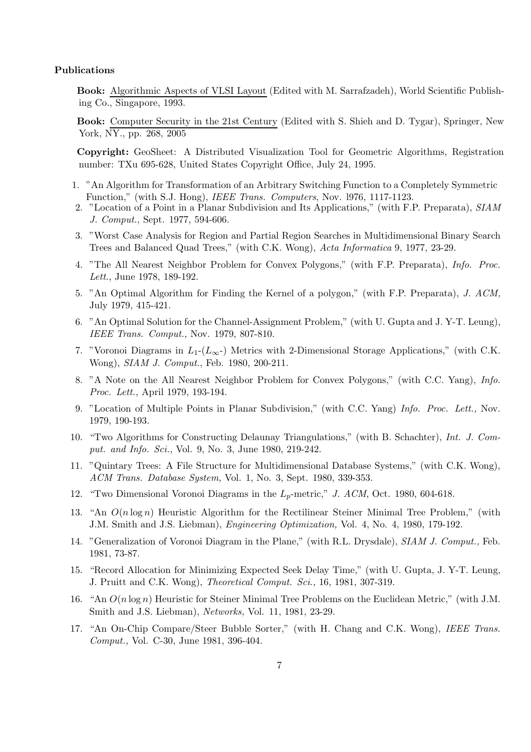**Publications**

**Book:** Algorithmic Aspects of VLSI Layout (Edited with M. Sarrafzadeh), World Scientific Publishing Co., Singapore, 1993.

**Book:** Computer Security in the 21st Century (Edited with S. Shieh and D. Tygar), Springer, New York, NY., pp. 268, 2005

**Copyright:** GeoSheet: A Distributed Visualization Tool for Geometric Algorithms, Registration number: TXu 695-628, United States Copyright Office, July 24, 1995.

1. "An Algorithm for Transformation of an Arbitrary Switching Function to a Completely Symmetric Function," (with S.J. Hong), *IEEE Trans. Computers*, Nov. l976, 1117-1123.
2. "Location of a Point in a Planar Subdivision and Its Applications," (with F.P. Preparata), *SIAM J. Comput.*, Sept. 1977, 594-606.
3. "Worst Case Analysis for Region and Partial Region Searches in Multidimensional Binary Search Trees and Balanced Quad Trees," (with C.K. Wong), *Acta Informatica* 9, 1977, 23-29.
4. "The All Nearest Neighbor Problem for Convex Polygons," (with F.P. Preparata), *Info. Proc. Lett.*, June 1978, 189-192.
5. "An Optimal Algorithm for Finding the Kernel of a polygon," (with F.P. Preparata), *J. ACM,* July 1979, 415-421.
6. "An Optimal Solution for the Channel-Assignment Problem," (with U. Gupta and J. Y-T. Leung), *IEEE Trans. Comput.*, Nov. 1979, 807-810.
7. "Voronoi Diagrams in $L_1$-($L_\infty$-) Metrics with 2-Dimensional Storage Applications," (with C.K. Wong), *SIAM J. Comput.*, Feb. 1980, 200-211.
8. "A Note on the All Nearest Neighbor Problem for Convex Polygons," (with C.C. Yang), *Info. Proc. Lett.,* April 1979, 193-194.
9. "Location of Multiple Points in Planar Subdivision," (with C.C. Yang) *Info. Proc. Lett.,* Nov. 1979, 190-193.
10. "Two Algorithms for Constructing Delaunay Triangulations," (with B. Schachter), *Int. J. Comput. and Info. Sci.,* Vol. 9, No. 3, June 1980, 219-242.
11. "Quintary Trees: A File Structure for Multidimensional Database Systems," (with C.K. Wong), *ACM Trans. Database System,* Vol. 1, No. 3, Sept. 1980, 339-353.
12. "Two Dimensional Voronoi Diagrams in the $L_p$-metric," *J. ACM*, Oct. 1980, 604-618.
13. "An $O(n \log n)$ Heuristic Algorithm for the Rectilinear Steiner Minimal Tree Problem," (with J.M. Smith and J.S. Liebman), *Engineering Optimization,* Vol. 4, No. 4, 1980, 179-192.
14. "Generalization of Voronoi Diagram in the Plane," (with R.L. Drysdale), *SIAM J. Comput.,* Feb. 1981, 73-87.
15. "Record Allocation for Minimizing Expected Seek Delay Time," (with U. Gupta, J. Y-T. Leung, J. Pruitt and C.K. Wong), *Theoretical Comput. Sci.,* 16, 1981, 307-319.
16. "An $O(n \log n)$ Heuristic for Steiner Minimal Tree Problems on the Euclidean Metric," (with J.M. Smith and J.S. Liebman), *Networks,* Vol. 11, 1981, 23-29.
17. "An On-Chip Compare/Steer Bubble Sorter," (with H. Chang and C.K. Wong), *IEEE Trans. Comput.,* Vol. C-30, June 1981, 396-404.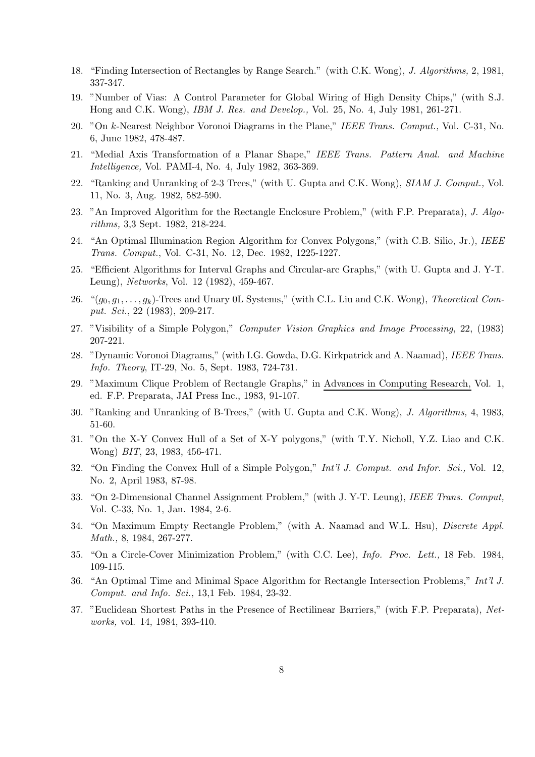18. "Finding Intersection of Rectangles by Range Search." (with C.K. Wong), *J. Algorithms,* 2, 1981, 337-347.
19. "Number of Vias: A Control Parameter for Global Wiring of High Density Chips," (with S.J. Hong and C.K. Wong), *IBM J. Res. and Develop.,* Vol. 25, No. 4, July 1981, 261-271.
20. "On $k$-Nearest Neighbor Voronoi Diagrams in the Plane," *IEEE Trans. Comput.,* Vol. C-31, No. 6, June 1982, 478-487.
21. "Medial Axis Transformation of a Planar Shape," *IEEE Trans. Pattern Anal. and Machine Intelligence,* Vol. PAMI-4, No. 4, July 1982, 363-369.
22. "Ranking and Unranking of 2-3 Trees," (with U. Gupta and C.K. Wong), *SIAM J. Comput.,* Vol. 11, No. 3, Aug. 1982, 582-590.
23. "An Improved Algorithm for the Rectangle Enclosure Problem," (with F.P. Preparata), *J. Algorithms,* 3,3 Sept. 1982, 218-224.
24. "An Optimal Illumination Region Algorithm for Convex Polygons," (with C.B. Silio, Jr.), *IEEE Trans. Comput.*, Vol. C-31, No. 12, Dec. 1982, 1225-1227.
25. "Efficient Algorithms for Interval Graphs and Circular-arc Graphs," (with U. Gupta and J. Y-T. Leung), *Networks*, Vol. 12 (1982), 459-467.
26. "$(g_0, g_1, \ldots, g_k)$-Trees and Unary 0L Systems," (with C.L. Liu and C.K. Wong), *Theoretical Comput. Sci.*, 22 (1983), 209-217.
27. "Visibility of a Simple Polygon," *Computer Vision Graphics and Image Processing*, 22, (1983) 207-221.
28. "Dynamic Voronoi Diagrams," (with I.G. Gowda, D.G. Kirkpatrick and A. Naamad), *IEEE Trans. Info. Theory*, IT-29, No. 5, Sept. 1983, 724-731.
29. "Maximum Clique Problem of Rectangle Graphs," in Advances in Computing Research, Vol. 1, ed. F.P. Preparata, JAI Press Inc., 1983, 91-107.
30. "Ranking and Unranking of B-Trees," (with U. Gupta and C.K. Wong), *J. Algorithms,* 4, 1983, 51-60.
31. "On the X-Y Convex Hull of a Set of X-Y polygons," (with T.Y. Nicholl, Y.Z. Liao and C.K. Wong) *BIT*, 23, 1983, 456-471.
32. "On Finding the Convex Hull of a Simple Polygon," *Int'l J. Comput. and Infor. Sci.,* Vol. 12, No. 2, April 1983, 87-98.
33. "On 2-Dimensional Channel Assignment Problem," (with J. Y-T. Leung), *IEEE Trans. Comput,* Vol. C-33, No. 1, Jan. 1984, 2-6.
34. "On Maximum Empty Rectangle Problem," (with A. Naamad and W.L. Hsu), *Discrete Appl. Math.,* 8, 1984, 267-277.
35. "On a Circle-Cover Minimization Problem," (with C.C. Lee), *Info. Proc. Lett.,* 18 Feb. 1984, 109-115.
36. "An Optimal Time and Minimal Space Algorithm for Rectangle Intersection Problems," *Int'l J. Comput. and Info. Sci.,* 13,1 Feb. 1984, 23-32.
37. "Euclidean Shortest Paths in the Presence of Rectilinear Barriers," (with F.P. Preparata), *Networks,* vol. 14, 1984, 393-410.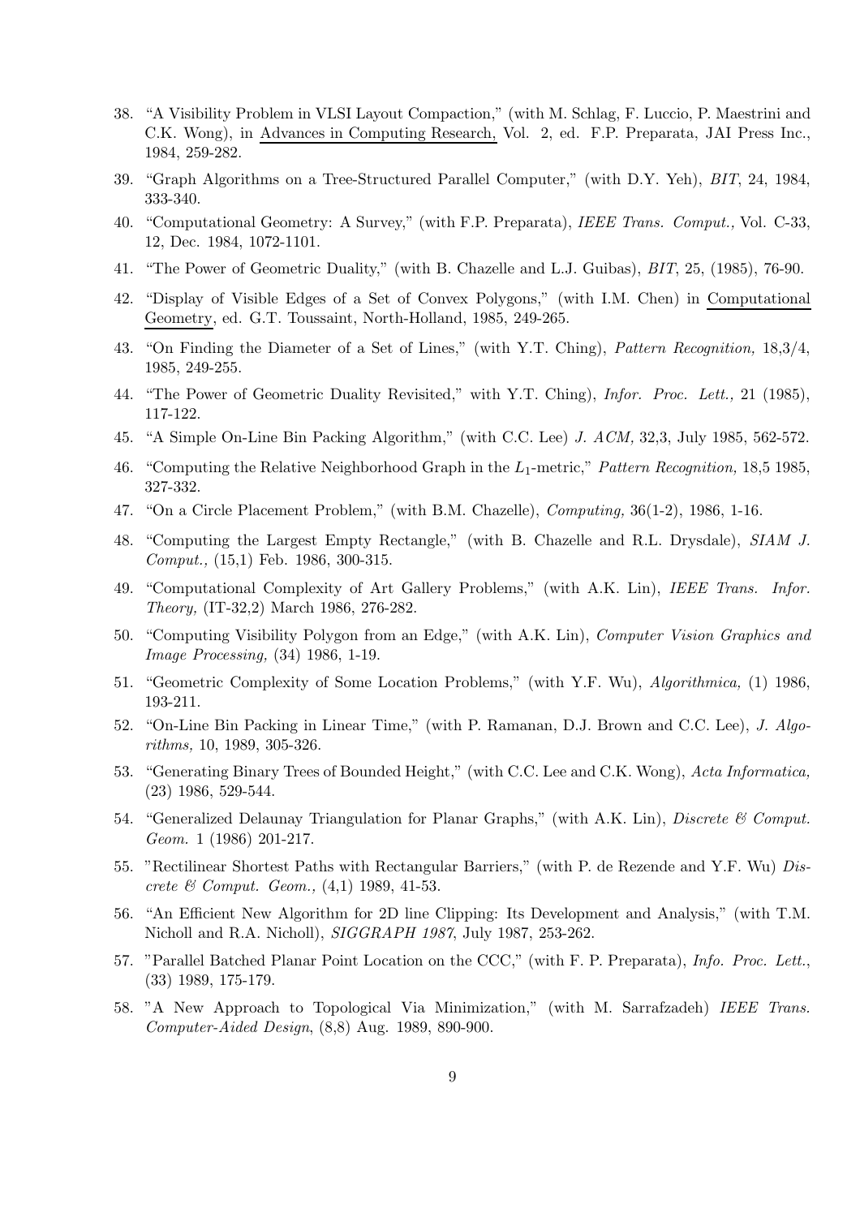38. "A Visibility Problem in VLSI Layout Compaction," (with M. Schlag, F. Luccio, P. Maestrini and C.K. Wong), in Advances in Computing Research, Vol. 2, ed. F.P. Preparata, JAI Press Inc., 1984, 259-282.

39. "Graph Algorithms on a Tree-Structured Parallel Computer," (with D.Y. Yeh), *BIT*, 24, 1984, 333-340.

40. "Computational Geometry: A Survey," (with F.P. Preparata), *IEEE Trans. Comput.,* Vol. C-33, 12, Dec. 1984, 1072-1101.

41. "The Power of Geometric Duality," (with B. Chazelle and L.J. Guibas), *BIT*, 25, (1985), 76-90.

42. "Display of Visible Edges of a Set of Convex Polygons," (with I.M. Chen) in Computational Geometry, ed. G.T. Toussaint, North-Holland, 1985, 249-265.

43. "On Finding the Diameter of a Set of Lines," (with Y.T. Ching), *Pattern Recognition,* 18,3/4, 1985, 249-255.

44. "The Power of Geometric Duality Revisited," with Y.T. Ching), *Infor. Proc. Lett.,* 21 (1985), 117-122.

45. "A Simple On-Line Bin Packing Algorithm," (with C.C. Lee) *J. ACM,* 32,3, July 1985, 562-572.

46. "Computing the Relative Neighborhood Graph in the $L_1$-metric," *Pattern Recognition,* 18,5 1985, 327-332.

47. "On a Circle Placement Problem," (with B.M. Chazelle), *Computing,* 36(1-2), 1986, 1-16.

48. "Computing the Largest Empty Rectangle," (with B. Chazelle and R.L. Drysdale), *SIAM J. Comput.,* (15,1) Feb. 1986, 300-315.

49. "Computational Complexity of Art Gallery Problems," (with A.K. Lin), *IEEE Trans. Infor. Theory,* (IT-32,2) March 1986, 276-282.

50. "Computing Visibility Polygon from an Edge," (with A.K. Lin), *Computer Vision Graphics and Image Processing,* (34) 1986, 1-19.

51. "Geometric Complexity of Some Location Problems," (with Y.F. Wu), *Algorithmica,* (1) 1986, 193-211.

52. "On-Line Bin Packing in Linear Time," (with P. Ramanan, D.J. Brown and C.C. Lee), *J. Algorithms,* 10, 1989, 305-326.

53. "Generating Binary Trees of Bounded Height," (with C.C. Lee and C.K. Wong), *Acta Informatica,* (23) 1986, 529-544.

54. "Generalized Delaunay Triangulation for Planar Graphs," (with A.K. Lin), *Discrete & Comput. Geom.* 1 (1986) 201-217.

55. "Rectilinear Shortest Paths with Rectangular Barriers," (with P. de Rezende and Y.F. Wu) *Discrete & Comput. Geom.,* (4,1) 1989, 41-53.

56. "An Efficient New Algorithm for 2D line Clipping: Its Development and Analysis," (with T.M. Nicholl and R.A. Nicholl), *SIGGRAPH 1987*, July 1987, 253-262.

57. "Parallel Batched Planar Point Location on the CCC," (with F. P. Preparata), *Info. Proc. Lett.*, (33) 1989, 175-179.

58. "A New Approach to Topological Via Minimization," (with M. Sarrafzadeh) *IEEE Trans. Computer-Aided Design*, (8,8) Aug. 1989, 890-900.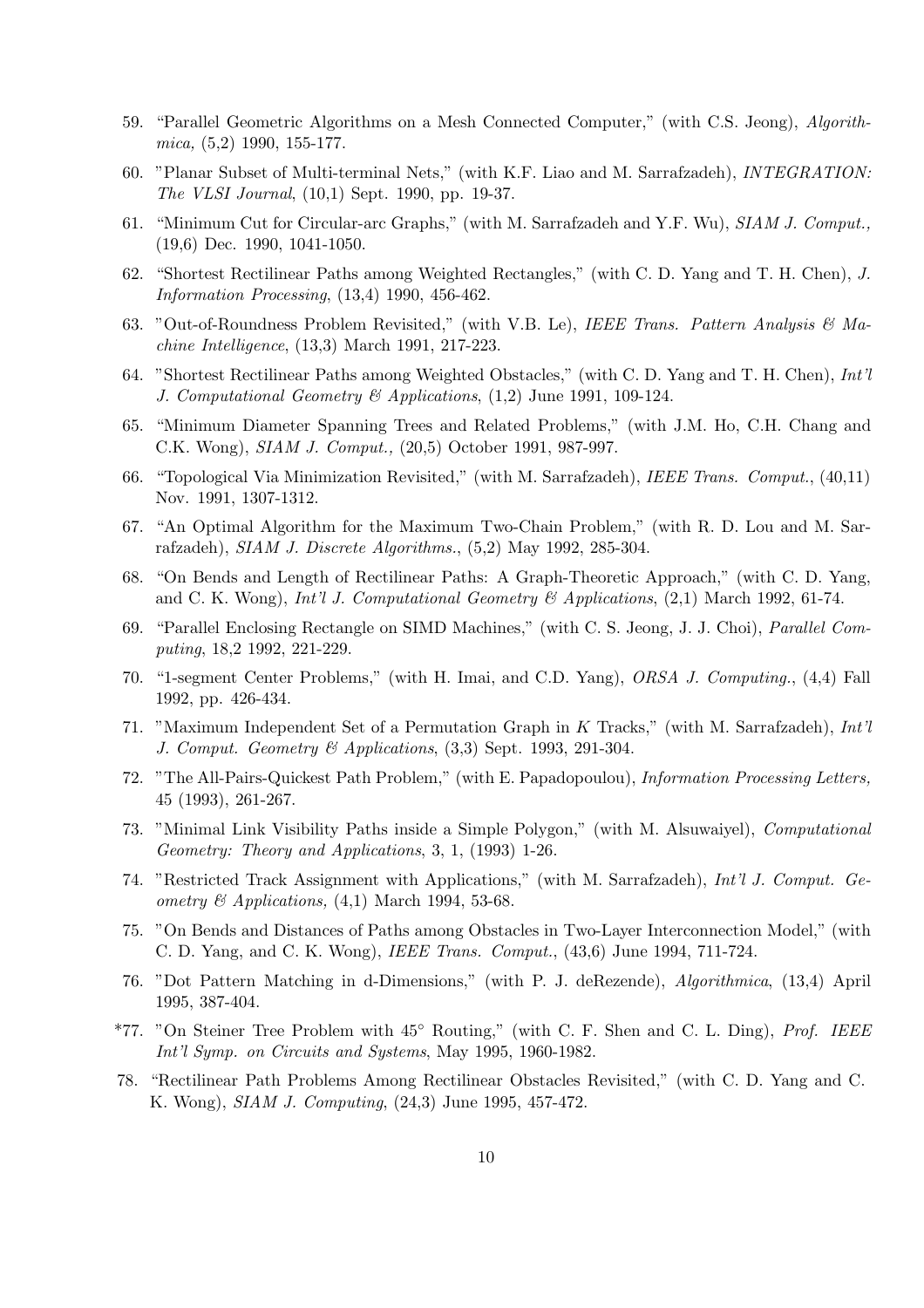59. "Parallel Geometric Algorithms on a Mesh Connected Computer," (with C.S. Jeong), *Algorithmica,* (5,2) 1990, 155-177.

60. "Planar Subset of Multi-terminal Nets," (with K.F. Liao and M. Sarrafzadeh), *INTEGRATION: The VLSI Journal*, (10,1) Sept. 1990, pp. 19-37.

61. "Minimum Cut for Circular-arc Graphs," (with M. Sarrafzadeh and Y.F. Wu), *SIAM J. Comput.,* (19,6) Dec. 1990, 1041-1050.

62. "Shortest Rectilinear Paths among Weighted Rectangles," (with C. D. Yang and T. H. Chen), *J. Information Processing*, (13,4) 1990, 456-462.

63. "Out-of-Roundness Problem Revisited," (with V.B. Le), *IEEE Trans. Pattern Analysis & Machine Intelligence*, (13,3) March 1991, 217-223.

64. "Shortest Rectilinear Paths among Weighted Obstacles," (with C. D. Yang and T. H. Chen), *Int'l J. Computational Geometry & Applications*, (1,2) June 1991, 109-124.

65. "Minimum Diameter Spanning Trees and Related Problems," (with J.M. Ho, C.H. Chang and C.K. Wong), *SIAM J. Comput.,* (20,5) October 1991, 987-997.

66. "Topological Via Minimization Revisited," (with M. Sarrafzadeh), *IEEE Trans. Comput.*, (40,11) Nov. 1991, 1307-1312.

67. "An Optimal Algorithm for the Maximum Two-Chain Problem," (with R. D. Lou and M. Sarrafzadeh), *SIAM J. Discrete Algorithms.*, (5,2) May 1992, 285-304.

68. "On Bends and Length of Rectilinear Paths: A Graph-Theoretic Approach," (with C. D. Yang, and C. K. Wong), *Int'l J. Computational Geometry & Applications*, (2,1) March 1992, 61-74.

69. "Parallel Enclosing Rectangle on SIMD Machines," (with C. S. Jeong, J. J. Choi), *Parallel Computing*, 18,2 1992, 221-229.

70. "1-segment Center Problems," (with H. Imai, and C.D. Yang), *ORSA J. Computing.*, (4,4) Fall 1992, pp. 426-434.

71. "Maximum Independent Set of a Permutation Graph in $K$ Tracks," (with M. Sarrafzadeh), *Int'l J. Comput. Geometry & Applications*, (3,3) Sept. 1993, 291-304.

72. "The All-Pairs-Quickest Path Problem," (with E. Papadopoulou), *Information Processing Letters,* 45 (1993), 261-267.

73. "Minimal Link Visibility Paths inside a Simple Polygon," (with M. Alsuwaiyel), *Computational Geometry: Theory and Applications*, 3, 1, (1993) 1-26.

74. "Restricted Track Assignment with Applications," (with M. Sarrafzadeh), *Int'l J. Comput. Geometry & Applications,* (4,1) March 1994, 53-68.

75. "On Bends and Distances of Paths among Obstacles in Two-Layer Interconnection Model," (with C. D. Yang, and C. K. Wong), *IEEE Trans. Comput.*, (43,6) June 1994, 711-724.

76. "Dot Pattern Matching in d-Dimensions," (with P. J. deRezende), *Algorithmica*, (13,4) April 1995, 387-404.

*77. "On Steiner Tree Problem with 45° Routing," (with C. F. Shen and C. L. Ding), *Prof. IEEE Int'l Symp. on Circuits and Systems*, May 1995, 1960-1982.

78. "Rectilinear Path Problems Among Rectilinear Obstacles Revisited," (with C. D. Yang and C. K. Wong), *SIAM J. Computing*, (24,3) June 1995, 457-472.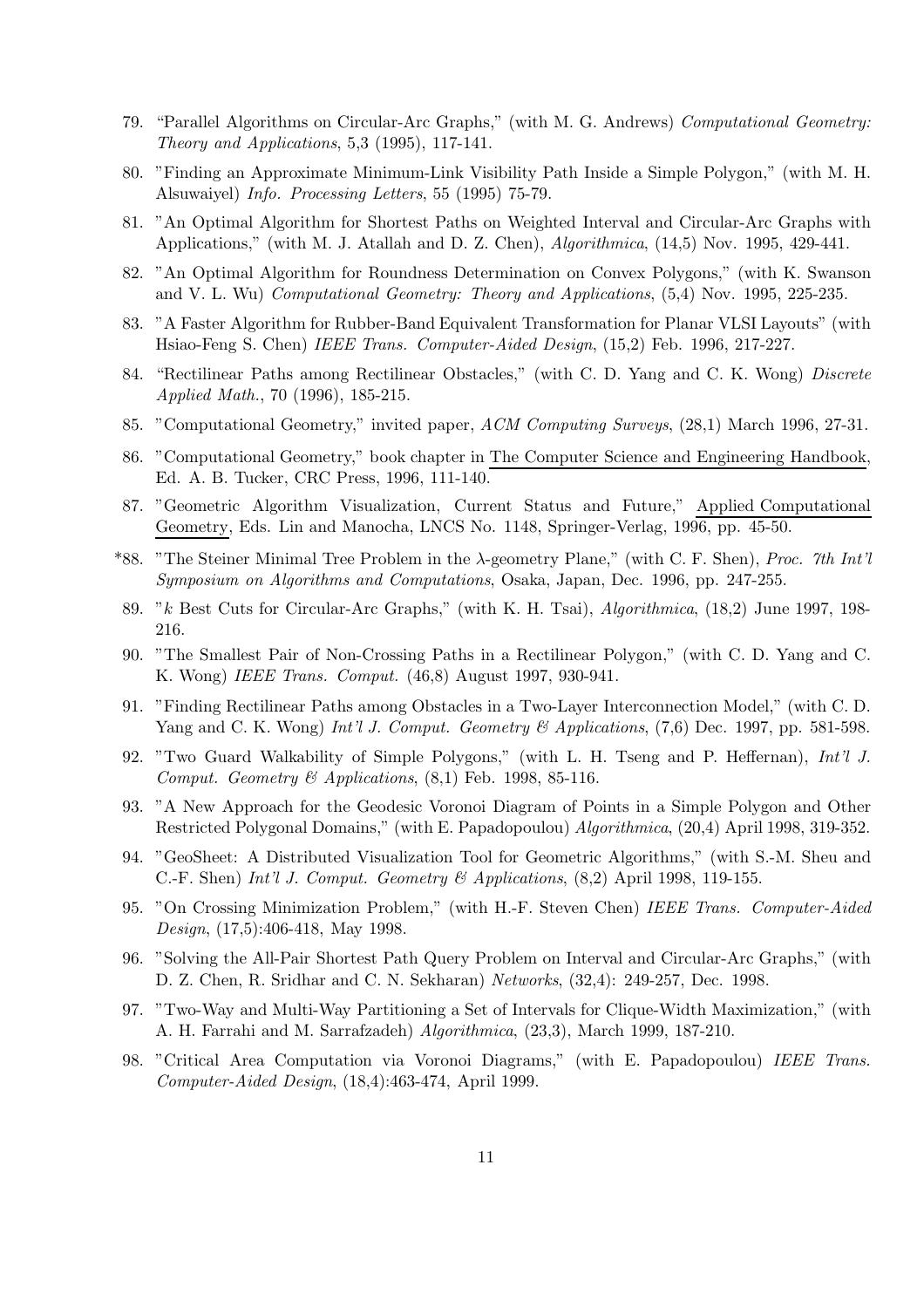79. "Parallel Algorithms on Circular-Arc Graphs," (with M. G. Andrews) *Computational Geometry: Theory and Applications*, 5,3 (1995), 117-141.
80. "Finding an Approximate Minimum-Link Visibility Path Inside a Simple Polygon," (with M. H. Alsuwaiyel) *Info. Processing Letters*, 55 (1995) 75-79.
81. "An Optimal Algorithm for Shortest Paths on Weighted Interval and Circular-Arc Graphs with Applications," (with M. J. Atallah and D. Z. Chen), *Algorithmica*, (14,5) Nov. 1995, 429-441.
82. "An Optimal Algorithm for Roundness Determination on Convex Polygons," (with K. Swanson and V. L. Wu) *Computational Geometry: Theory and Applications*, (5,4) Nov. 1995, 225-235.
83. "A Faster Algorithm for Rubber-Band Equivalent Transformation for Planar VLSI Layouts" (with Hsiao-Feng S. Chen) *IEEE Trans. Computer-Aided Design*, (15,2) Feb. 1996, 217-227.
84. "Rectilinear Paths among Rectilinear Obstacles," (with C. D. Yang and C. K. Wong) *Discrete Applied Math.*, 70 (1996), 185-215.
85. "Computational Geometry," invited paper, *ACM Computing Surveys*, (28,1) March 1996, 27-31.
86. "Computational Geometry," book chapter in The Computer Science and Engineering Handbook, Ed. A. B. Tucker, CRC Press, 1996, 111-140.
87. "Geometric Algorithm Visualization, Current Status and Future," Applied Computational Geometry, Eds. Lin and Manocha, LNCS No. 1148, Springer-Verlag, 1996, pp. 45-50.

*88. "The Steiner Minimal Tree Problem in the $\lambda$-geometry Plane," (with C. F. Shen), *Proc. 7th Int'l Symposium on Algorithms and Computations*, Osaka, Japan, Dec. 1996, pp. 247-255.

89. "$k$ Best Cuts for Circular-Arc Graphs," (with K. H. Tsai), *Algorithmica*, (18,2) June 1997, 198-216.
90. "The Smallest Pair of Non-Crossing Paths in a Rectilinear Polygon," (with C. D. Yang and C. K. Wong) *IEEE Trans. Comput.* (46,8) August 1997, 930-941.
91. "Finding Rectilinear Paths among Obstacles in a Two-Layer Interconnection Model," (with C. D. Yang and C. K. Wong) *Int'l J. Comput. Geometry & Applications*, (7,6) Dec. 1997, pp. 581-598.
92. "Two Guard Walkability of Simple Polygons," (with L. H. Tseng and P. Heffernan), *Int'l J. Comput. Geometry & Applications*, (8,1) Feb. 1998, 85-116.
93. "A New Approach for the Geodesic Voronoi Diagram of Points in a Simple Polygon and Other Restricted Polygonal Domains," (with E. Papadopoulou) *Algorithmica*, (20,4) April 1998, 319-352.
94. "GeoSheet: A Distributed Visualization Tool for Geometric Algorithms," (with S.-M. Sheu and C.-F. Shen) *Int'l J. Comput. Geometry & Applications*, (8,2) April 1998, 119-155.
95. "On Crossing Minimization Problem," (with H.-F. Steven Chen) *IEEE Trans. Computer-Aided Design*, (17,5):406-418, May 1998.
96. "Solving the All-Pair Shortest Path Query Problem on Interval and Circular-Arc Graphs," (with D. Z. Chen, R. Sridhar and C. N. Sekharan) *Networks*, (32,4): 249-257, Dec. 1998.
97. "Two-Way and Multi-Way Partitioning a Set of Intervals for Clique-Width Maximization," (with A. H. Farrahi and M. Sarrafzadeh) *Algorithmica*, (23,3), March 1999, 187-210.
98. "Critical Area Computation via Voronoi Diagrams," (with E. Papadopoulou) *IEEE Trans. Computer-Aided Design*, (18,4):463-474, April 1999.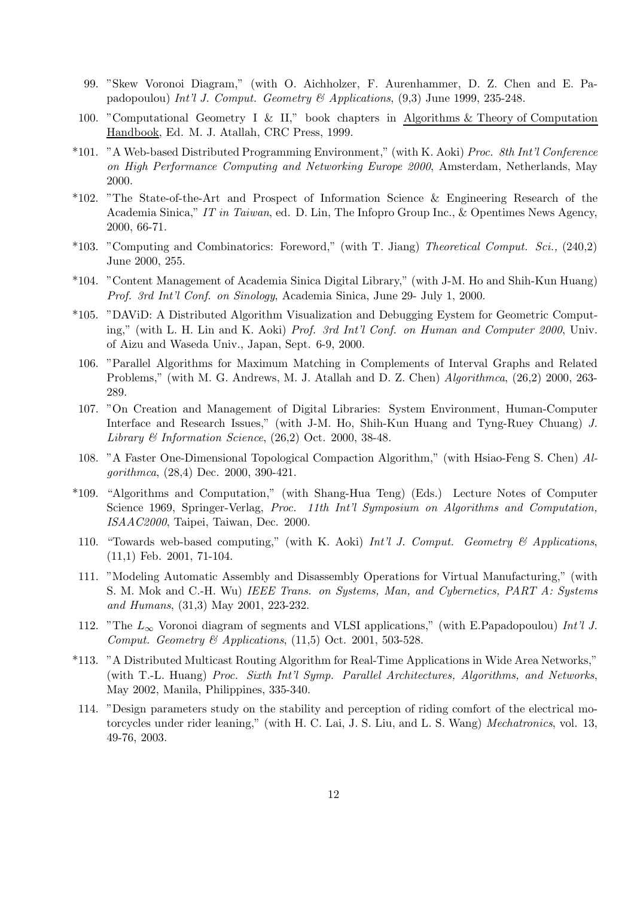99. "Skew Voronoi Diagram," (with O. Aichholzer, F. Aurenhammer, D. Z. Chen and E. Papadopoulou) *Int'l J. Comput. Geometry & Applications*, (9,3) June 1999, 235-248.

100. "Computational Geometry I & II," book chapters in Algorithms & Theory of Computation Handbook, Ed. M. J. Atallah, CRC Press, 1999.

*101. "A Web-based Distributed Programming Environment," (with K. Aoki) *Proc. 8th Int'l Conference on High Performance Computing and Networking Europe 2000*, Amsterdam, Netherlands, May 2000.

*102. "The State-of-the-Art and Prospect of Information Science & Engineering Research of the Academia Sinica," *IT in Taiwan*, ed. D. Lin, The Infopro Group Inc., & Opentimes News Agency, 2000, 66-71.

*103. "Computing and Combinatorics: Foreword," (with T. Jiang) *Theoretical Comput. Sci.,* (240,2) June 2000, 255.

*104. "Content Management of Academia Sinica Digital Library," (with J-M. Ho and Shih-Kun Huang) *Prof. 3rd Int'l Conf. on Sinology*, Academia Sinica, June 29- July 1, 2000.

*105. "DAViD: A Distributed Algorithm Visualization and Debugging Eystem for Geometric Computing," (with L. H. Lin and K. Aoki) *Prof. 3rd Int'l Conf. on Human and Computer 2000*, Univ. of Aizu and Waseda Univ., Japan, Sept. 6-9, 2000.

106. "Parallel Algorithms for Maximum Matching in Complements of Interval Graphs and Related Problems," (with M. G. Andrews, M. J. Atallah and D. Z. Chen) *Algorithmca*, (26,2) 2000, 263-289.

107. "On Creation and Management of Digital Libraries: System Environment, Human-Computer Interface and Research Issues," (with J-M. Ho, Shih-Kun Huang and Tyng-Ruey Chuang) *J. Library & Information Science*, (26,2) Oct. 2000, 38-48.

108. "A Faster One-Dimensional Topological Compaction Algorithm," (with Hsiao-Feng S. Chen) *Algorithmca*, (28,4) Dec. 2000, 390-421.

*109. "Algorithms and Computation," (with Shang-Hua Teng) (Eds.) Lecture Notes of Computer Science 1969, Springer-Verlag, *Proc. 11th Int'l Symposium on Algorithms and Computation, ISAAC2000*, Taipei, Taiwan, Dec. 2000.

110. "Towards web-based computing," (with K. Aoki) *Int'l J. Comput. Geometry & Applications*, (11,1) Feb. 2001, 71-104.

111. "Modeling Automatic Assembly and Disassembly Operations for Virtual Manufacturing," (with S. M. Mok and C.-H. Wu) *IEEE Trans. on Systems, Man, and Cybernetics, PART A: Systems and Humans*, (31,3) May 2001, 223-232.

112. "The $L_\infty$ Voronoi diagram of segments and VLSI applications," (with E.Papadopoulou) *Int'l J. Comput. Geometry & Applications*, (11,5) Oct. 2001, 503-528.

*113. "A Distributed Multicast Routing Algorithm for Real-Time Applications in Wide Area Networks," (with T.-L. Huang) *Proc. Sixth Int'l Symp. Parallel Architectures, Algorithms, and Networks*, May 2002, Manila, Philippines, 335-340.

114. "Design parameters study on the stability and perception of riding comfort of the electrical motorcycles under rider leaning," (with H. C. Lai, J. S. Liu, and L. S. Wang) *Mechatronics*, vol. 13, 49-76, 2003.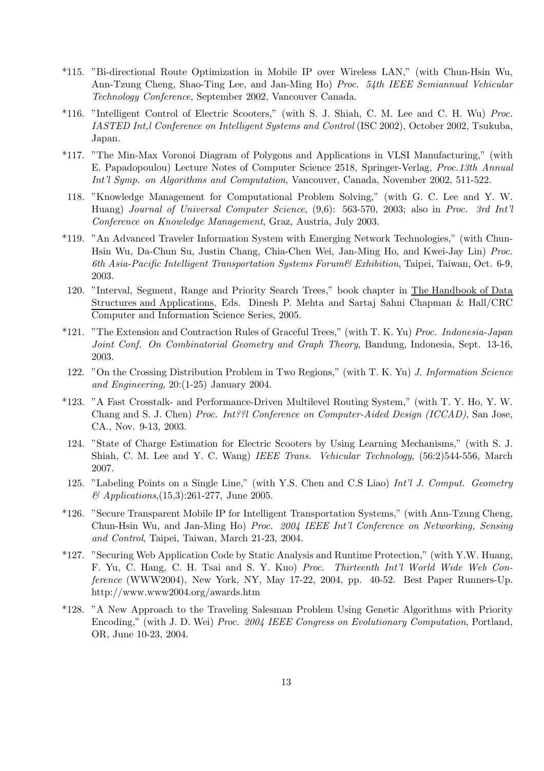*115. "Bi-directional Route Optimization in Mobile IP over Wireless LAN," (with Chun-Hsin Wu, Ann-Tzung Cheng, Shao-Ting Lee, and Jan-Ming Ho) *Proc. 54th IEEE Semiannual Vehicular Technology Conference*, September 2002, Vancouver Canada.

*116. "Intelligent Control of Electric Scooters," (with S. J. Shiah, C. M. Lee and C. H. Wu) *Proc. IASTED Int,l Conference on Intelligent Systems and Control* (ISC 2002), October 2002, Tsukuba, Japan.

*117. "The Min-Max Voronoi Diagram of Polygons and Applications in VLSI Manufacturing," (with E. Papadopoulou) Lecture Notes of Computer Science 2518, Springer-Verlag, *Proc.13th Annual Int'l Symp. on Algorithms and Computation*, Vancouver, Canada, November 2002, 511-522.

118. "Knowledge Management for Computational Problem Solving," (with G. C. Lee and Y. W. Huang) *Journal of Universal Computer Science*, (9,6): 563-570, 2003; also in *Proc. 3rd Int'l Conference on Knowledge Management*, Graz, Austria, July 2003.

*119. "An Advanced Traveler Information System with Emerging Network Technologies," (with Chun-Hsin Wu, Da-Chun Su, Justin Chang, Chia-Chen Wei, Jan-Ming Ho, and Kwei-Jay Lin) *Proc. 6th Asia-Pacific Intelligent Transportation Systems Forum& Exhibition*, Taipei, Taiwan, Oct. 6-9, 2003.

120. "Interval, Segment, Range and Priority Search Trees," book chapter in The Handbook of Data Structures and Applications, Eds. Dinesh P. Mehta and Sartaj Sahni Chapman & Hall/CRC Computer and Information Science Series, 2005.

*121. "The Extension and Contraction Rules of Graceful Trees," (with T. K. Yu) *Proc. Indonesia-Japan Joint Conf. On Combinatorial Geometry and Graph Theory*, Bandung, Indonesia, Sept. 13-16, 2003.

122. "On the Crossing Distribution Problem in Two Regions," (with T. K. Yu) *J. Information Science and Engineering*, 20:(1-25) January 2004.

*123. "A Fast Crosstalk- and Performance-Driven Multilevel Routing System," (with T. Y. Ho, Y. W. Chang and S. J. Chen) *Proc. Int??l Conference on Computer-Aided Design (ICCAD)*, San Jose, CA., Nov. 9-13, 2003.

124. "State of Charge Estimation for Electric Scooters by Using Learning Mechanisms," (with S. J. Shiah, C. M. Lee and Y. C. Wang) *IEEE Trans. Vehicular Technology*, (56:2)544-556, March 2007.

125. "Labeling Points on a Single Line," (with Y.S. Chen and C.S Liao) *Int'l J. Comput. Geometry & Applications*,(15,3):261-277, June 2005.

*126. "Secure Transparent Mobile IP for Intelligent Transportation Systems," (with Ann-Tzung Cheng, Chun-Hsin Wu, and Jan-Ming Ho) *Proc. 2004 IEEE Int'l Conference on Networking, Sensing and Control*, Taipei, Taiwan, March 21-23, 2004.

*127. "Securing Web Application Code by Static Analysis and Runtime Protection," (with Y.W. Huang, F. Yu, C. Hang, C. H. Tsai and S. Y. Kuo) *Proc. Thirteenth Int'l World Wide Web Conference* (WWW2004), New York, NY, May 17-22, 2004, pp. 40-52. Best Paper Runners-Up. http://www.www2004.org/awards.htm

*128. "A New Approach to the Traveling Salesman Problem Using Genetic Algorithms with Priority Encoding," (with J. D. Wei) *Proc. 2004 IEEE Congress on Evolutionary Computation*, Portland, OR, June 10-23, 2004.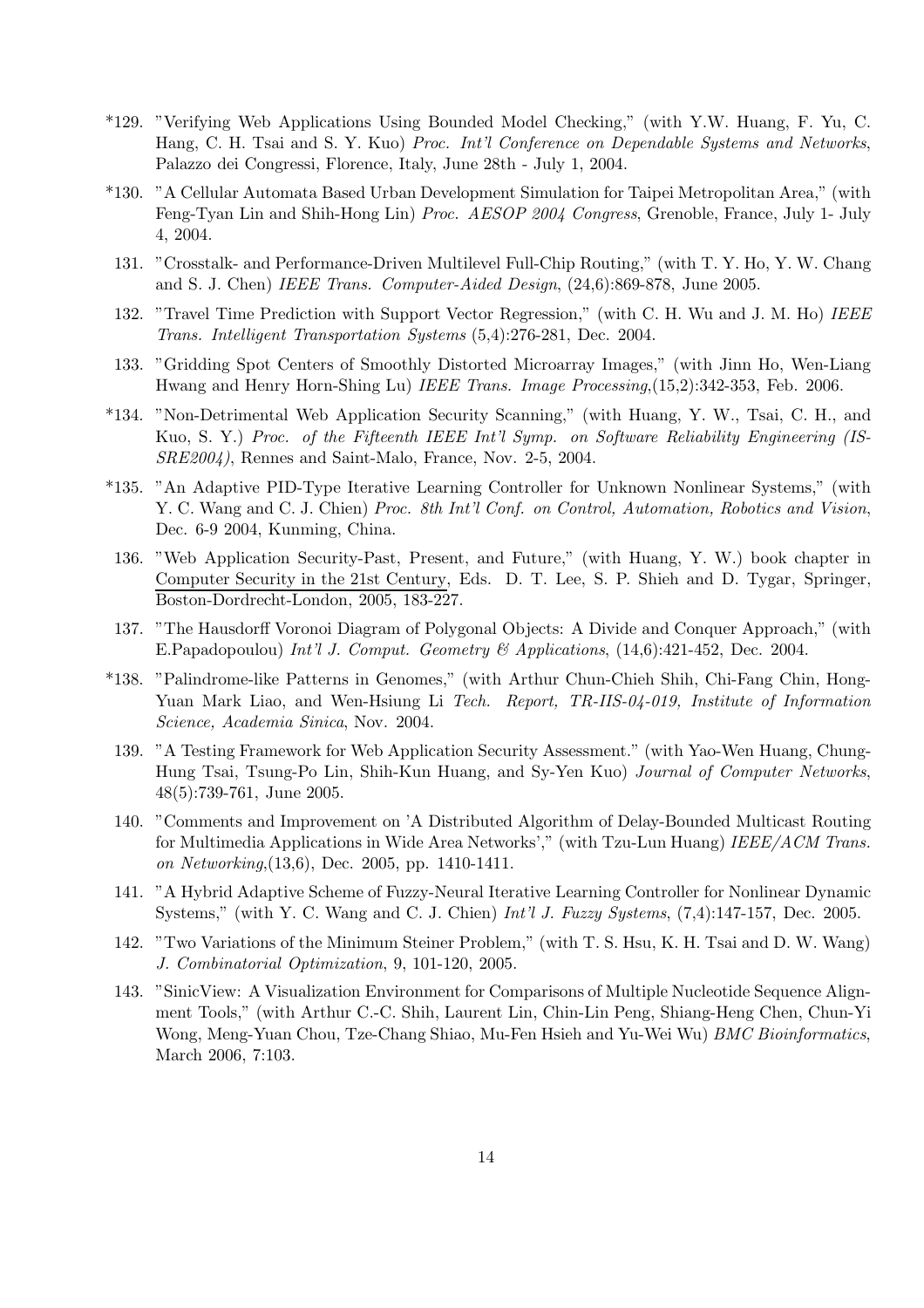\*129. "Verifying Web Applications Using Bounded Model Checking," (with Y.W. Huang, F. Yu, C. Hang, C. H. Tsai and S. Y. Kuo) *Proc. Int'l Conference on Dependable Systems and Networks*, Palazzo dei Congressi, Florence, Italy, June 28th - July 1, 2004.

\*130. "A Cellular Automata Based Urban Development Simulation for Taipei Metropolitan Area," (with Feng-Tyan Lin and Shih-Hong Lin) *Proc. AESOP 2004 Congress*, Grenoble, France, July 1- July 4, 2004.

131. "Crosstalk- and Performance-Driven Multilevel Full-Chip Routing," (with T. Y. Ho, Y. W. Chang and S. J. Chen) *IEEE Trans. Computer-Aided Design*, (24,6):869-878, June 2005.

132. "Travel Time Prediction with Support Vector Regression," (with C. H. Wu and J. M. Ho) *IEEE Trans. Intelligent Transportation Systems* (5,4):276-281, Dec. 2004.

133. "Gridding Spot Centers of Smoothly Distorted Microarray Images," (with Jinn Ho, Wen-Liang Hwang and Henry Horn-Shing Lu) *IEEE Trans. Image Processing*,(15,2):342-353, Feb. 2006.

\*134. "Non-Detrimental Web Application Security Scanning," (with Huang, Y. W., Tsai, C. H., and Kuo, S. Y.) *Proc. of the Fifteenth IEEE Int'l Symp. on Software Reliability Engineering (ISSRE2004)*, Rennes and Saint-Malo, France, Nov. 2-5, 2004.

\*135. "An Adaptive PID-Type Iterative Learning Controller for Unknown Nonlinear Systems," (with Y. C. Wang and C. J. Chien) *Proc. 8th Int'l Conf. on Control, Automation, Robotics and Vision*, Dec. 6-9 2004, Kunming, China.

136. "Web Application Security-Past, Present, and Future," (with Huang, Y. W.) book chapter in Computer Security in the 21st Century, Eds. D. T. Lee, S. P. Shieh and D. Tygar, Springer, Boston-Dordrecht-London, 2005, 183-227.

137. "The Hausdorff Voronoi Diagram of Polygonal Objects: A Divide and Conquer Approach," (with E.Papadopoulou) *Int'l J. Comput. Geometry & Applications*, (14,6):421-452, Dec. 2004.

\*138. "Palindrome-like Patterns in Genomes," (with Arthur Chun-Chieh Shih, Chi-Fang Chin, Hong-Yuan Mark Liao, and Wen-Hsiung Li *Tech. Report, TR-IIS-04-019, Institute of Information Science, Academia Sinica*, Nov. 2004.

139. "A Testing Framework for Web Application Security Assessment." (with Yao-Wen Huang, Chung-Hung Tsai, Tsung-Po Lin, Shih-Kun Huang, and Sy-Yen Kuo) *Journal of Computer Networks*, 48(5):739-761, June 2005.

140. "Comments and Improvement on 'A Distributed Algorithm of Delay-Bounded Multicast Routing for Multimedia Applications in Wide Area Networks'," (with Tzu-Lun Huang) *IEEE/ACM Trans. on Networking*,(13,6), Dec. 2005, pp. 1410-1411.

141. "A Hybrid Adaptive Scheme of Fuzzy-Neural Iterative Learning Controller for Nonlinear Dynamic Systems," (with Y. C. Wang and C. J. Chien) *Int'l J. Fuzzy Systems*, (7,4):147-157, Dec. 2005.

142. "Two Variations of the Minimum Steiner Problem," (with T. S. Hsu, K. H. Tsai and D. W. Wang) *J. Combinatorial Optimization*, 9, 101-120, 2005.

143. "SinicView: A Visualization Environment for Comparisons of Multiple Nucleotide Sequence Alignment Tools," (with Arthur C.-C. Shih, Laurent Lin, Chin-Lin Peng, Shiang-Heng Chen, Chun-Yi Wong, Meng-Yuan Chou, Tze-Chang Shiao, Mu-Fen Hsieh and Yu-Wei Wu) *BMC Bioinformatics*, March 2006, 7:103.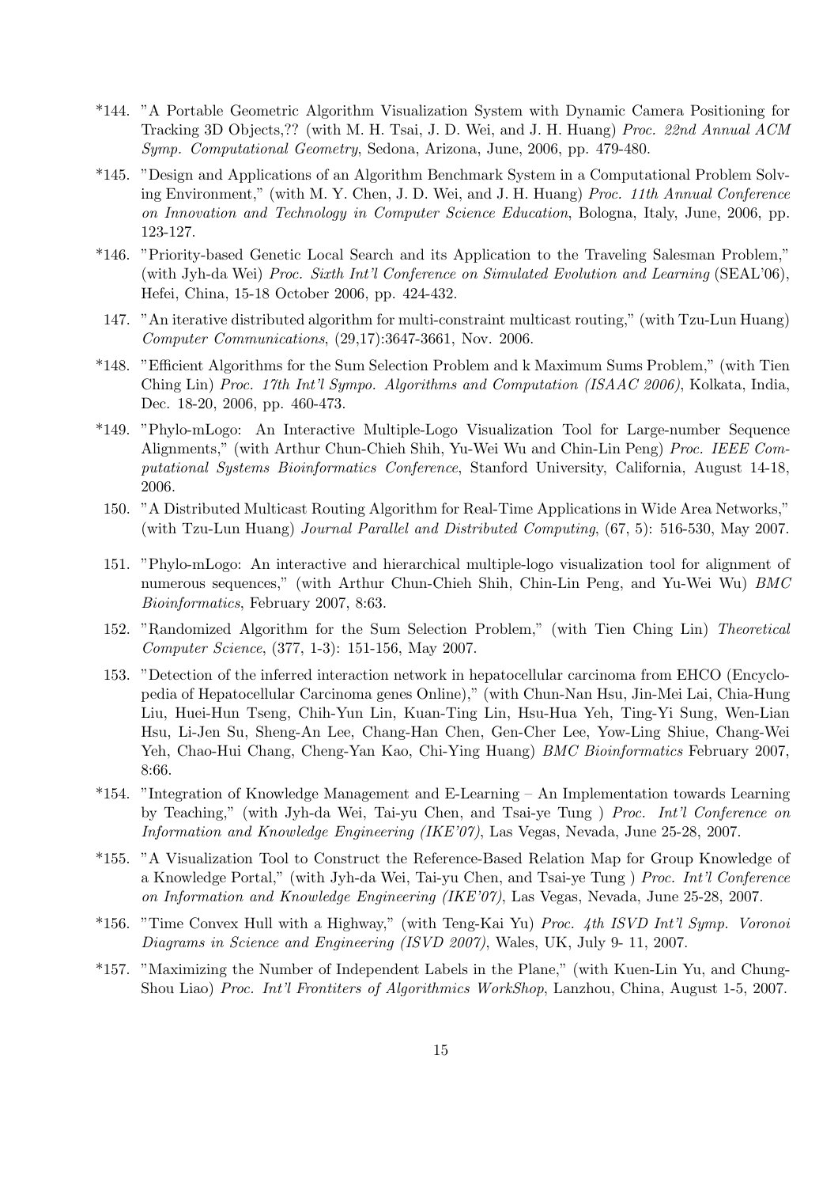\*144. "A Portable Geometric Algorithm Visualization System with Dynamic Camera Positioning for Tracking 3D Objects,?? (with M. H. Tsai, J. D. Wei, and J. H. Huang) *Proc. 22nd Annual ACM Symp. Computational Geometry*, Sedona, Arizona, June, 2006, pp. 479-480.

\*145. "Design and Applications of an Algorithm Benchmark System in a Computational Problem Solving Environment," (with M. Y. Chen, J. D. Wei, and J. H. Huang) *Proc. 11th Annual Conference on Innovation and Technology in Computer Science Education*, Bologna, Italy, June, 2006, pp. 123-127.

\*146. "Priority-based Genetic Local Search and its Application to the Traveling Salesman Problem," (with Jyh-da Wei) *Proc. Sixth Int'l Conference on Simulated Evolution and Learning* (SEAL'06), Hefei, China, 15-18 October 2006, pp. 424-432.

147. "An iterative distributed algorithm for multi-constraint multicast routing," (with Tzu-Lun Huang) *Computer Communications*, (29,17):3647-3661, Nov. 2006.

\*148. "Efficient Algorithms for the Sum Selection Problem and k Maximum Sums Problem," (with Tien Ching Lin) *Proc. 17th Int'l Sympo. Algorithms and Computation (ISAAC 2006)*, Kolkata, India, Dec. 18-20, 2006, pp. 460-473.

\*149. "Phylo-mLogo: An Interactive Multiple-Logo Visualization Tool for Large-number Sequence Alignments," (with Arthur Chun-Chieh Shih, Yu-Wei Wu and Chin-Lin Peng) *Proc. IEEE Computational Systems Bioinformatics Conference*, Stanford University, California, August 14-18, 2006.

150. "A Distributed Multicast Routing Algorithm for Real-Time Applications in Wide Area Networks," (with Tzu-Lun Huang) *Journal Parallel and Distributed Computing*, (67, 5): 516-530, May 2007.

151. "Phylo-mLogo: An interactive and hierarchical multiple-logo visualization tool for alignment of numerous sequences," (with Arthur Chun-Chieh Shih, Chin-Lin Peng, and Yu-Wei Wu) *BMC Bioinformatics*, February 2007, 8:63.

152. "Randomized Algorithm for the Sum Selection Problem," (with Tien Ching Lin) *Theoretical Computer Science*, (377, 1-3): 151-156, May 2007.

153. "Detection of the inferred interaction network in hepatocellular carcinoma from EHCO (Encyclopedia of Hepatocellular Carcinoma genes Online)," (with Chun-Nan Hsu, Jin-Mei Lai, Chia-Hung Liu, Huei-Hun Tseng, Chih-Yun Lin, Kuan-Ting Lin, Hsu-Hua Yeh, Ting-Yi Sung, Wen-Lian Hsu, Li-Jen Su, Sheng-An Lee, Chang-Han Chen, Gen-Cher Lee, Yow-Ling Shiue, Chang-Wei Yeh, Chao-Hui Chang, Cheng-Yan Kao, Chi-Ying Huang) *BMC Bioinformatics* February 2007, 8:66.

\*154. "Integration of Knowledge Management and E-Learning – An Implementation towards Learning by Teaching," (with Jyh-da Wei, Tai-yu Chen, and Tsai-ye Tung ) *Proc. Int'l Conference on Information and Knowledge Engineering (IKE'07)*, Las Vegas, Nevada, June 25-28, 2007.

\*155. "A Visualization Tool to Construct the Reference-Based Relation Map for Group Knowledge of a Knowledge Portal," (with Jyh-da Wei, Tai-yu Chen, and Tsai-ye Tung ) *Proc. Int'l Conference on Information and Knowledge Engineering (IKE'07)*, Las Vegas, Nevada, June 25-28, 2007.

\*156. "Time Convex Hull with a Highway," (with Teng-Kai Yu) *Proc. 4th ISVD Int'l Symp. Voronoi Diagrams in Science and Engineering (ISVD 2007)*, Wales, UK, July 9- 11, 2007.

\*157. "Maximizing the Number of Independent Labels in the Plane," (with Kuen-Lin Yu, and Chung-Shou Liao) *Proc. Int'l Frontiters of Algorithmics WorkShop*, Lanzhou, China, August 1-5, 2007.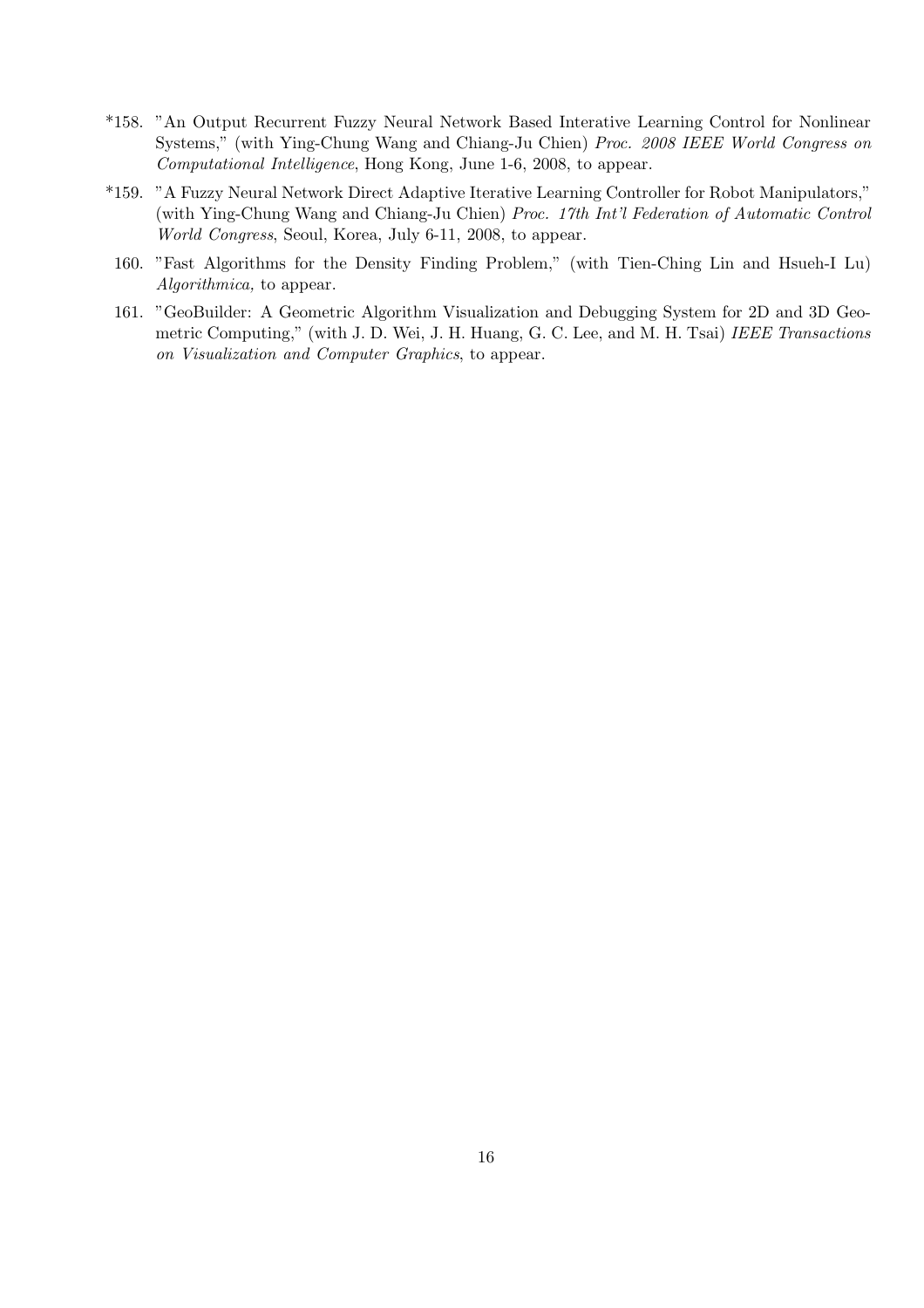*158. "An Output Recurrent Fuzzy Neural Network Based Interative Learning Control for Nonlinear Systems," (with Ying-Chung Wang and Chiang-Ju Chien) *Proc. 2008 IEEE World Congress on Computational Intelligence*, Hong Kong, June 1-6, 2008, to appear.

*159. "A Fuzzy Neural Network Direct Adaptive Iterative Learning Controller for Robot Manipulators," (with Ying-Chung Wang and Chiang-Ju Chien) *Proc. 17th Int'l Federation of Automatic Control World Congress*, Seoul, Korea, July 6-11, 2008, to appear.

160. "Fast Algorithms for the Density Finding Problem," (with Tien-Ching Lin and Hsueh-I Lu) *Algorithmica,* to appear.

161. "GeoBuilder: A Geometric Algorithm Visualization and Debugging System for 2D and 3D Geometric Computing," (with J. D. Wei, J. H. Huang, G. C. Lee, and M. H. Tsai) *IEEE Transactions on Visualization and Computer Graphics*, to appear.